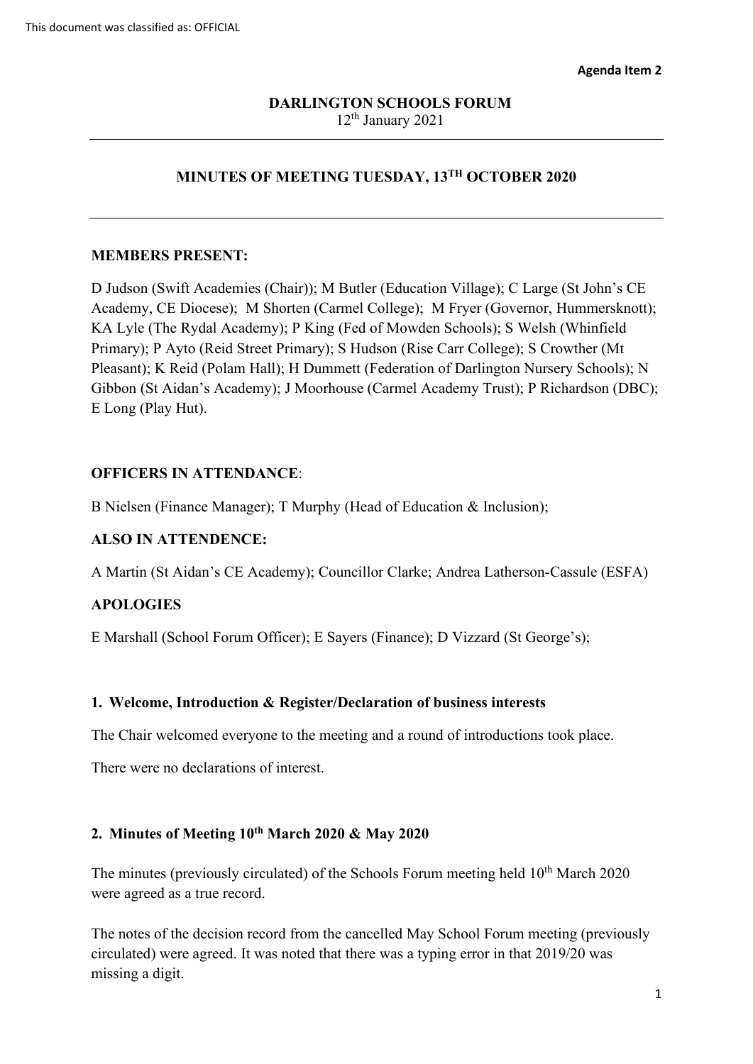This document was classified as: OFFICIAL

**Agenda Item 2**

**DARLINGTON SCHOOLS FORUM**
12th January 2021

---

## MINUTES OF MEETING TUESDAY, 13TH OCTOBER 2020

---

### MEMBERS PRESENT:

D Judson (Swift Academies (Chair)); M Butler (Education Village); C Large (St John's CE Academy, CE Diocese); M Shorten (Carmel College); M Fryer (Governor, Hummersknott); KA Lyle (The Rydal Academy); P King (Fed of Mowden Schools); S Welsh (Whinfield Primary); P Ayto (Reid Street Primary); S Hudson (Rise Carr College); S Crowther (Mt Pleasant); K Reid (Polam Hall); H Dummett (Federation of Darlington Nursery Schools); N Gibbon (St Aidan's Academy); J Moorhouse (Carmel Academy Trust); P Richardson (DBC); E Long (Play Hut).

### OFFICERS IN ATTENDANCE:

B Nielsen (Finance Manager); T Murphy (Head of Education & Inclusion);

### ALSO IN ATTENDENCE:

A Martin (St Aidan's CE Academy); Councillor Clarke; Andrea Latherson-Cassule (ESFA)

### APOLOGIES

E Marshall (School Forum Officer); E Sayers (Finance); D Vizzard (St George's);

### 1. Welcome, Introduction & Register/Declaration of business interests

The Chair welcomed everyone to the meeting and a round of introductions took place.

There were no declarations of interest.

### 2. Minutes of Meeting 10th March 2020 & May 2020

The minutes (previously circulated) of the Schools Forum meeting held 10th March 2020 were agreed as a true record.

The notes of the decision record from the cancelled May School Forum meeting (previously circulated) were agreed. It was noted that there was a typing error in that 2019/20 was missing a digit.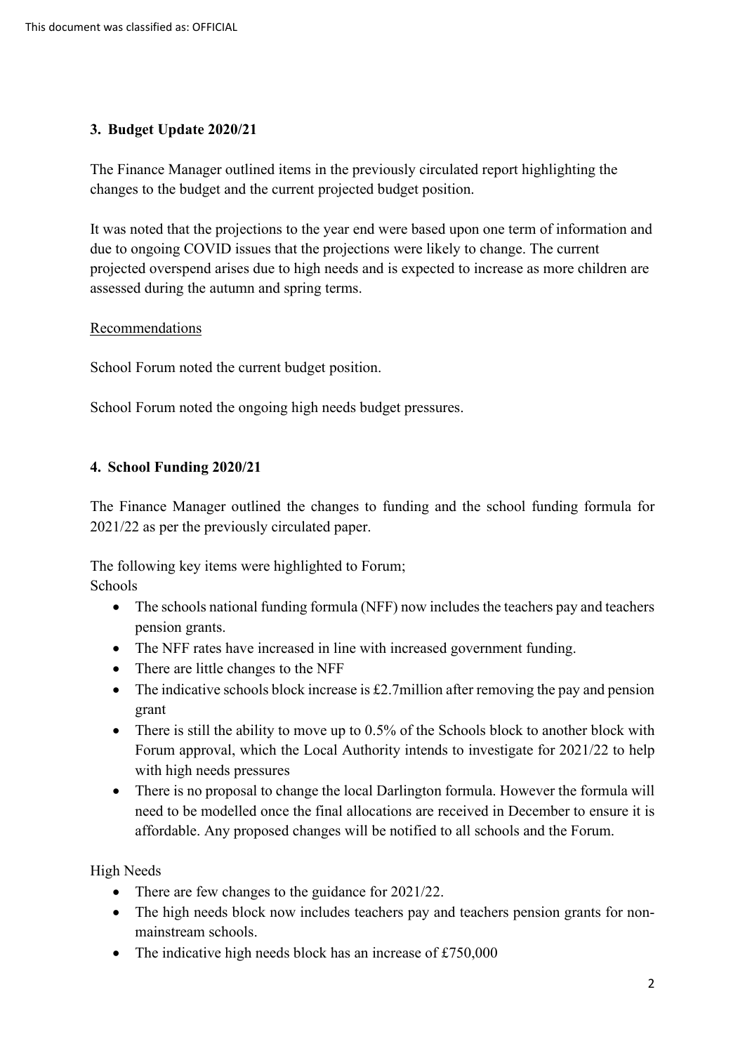### 3. Budget Update 2020/21

The Finance Manager outlined items in the previously circulated report highlighting the changes to the budget and the current projected budget position.

It was noted that the projections to the year end were based upon one term of information and due to ongoing COVID issues that the projections were likely to change. The current projected overspend arises due to high needs and is expected to increase as more children are assessed during the autumn and spring terms.

Recommendations

School Forum noted the current budget position.

School Forum noted the ongoing high needs budget pressures.

### 4. School Funding 2020/21

The Finance Manager outlined the changes to funding and the school funding formula for 2021/22 as per the previously circulated paper.

The following key items were highlighted to Forum;

Schools

- The schools national funding formula (NFF) now includes the teachers pay and teachers pension grants.
- The NFF rates have increased in line with increased government funding.
- There are little changes to the NFF
- The indicative schools block increase is £2.7million after removing the pay and pension grant
- There is still the ability to move up to 0.5% of the Schools block to another block with Forum approval, which the Local Authority intends to investigate for 2021/22 to help with high needs pressures
- There is no proposal to change the local Darlington formula. However the formula will need to be modelled once the final allocations are received in December to ensure it is affordable. Any proposed changes will be notified to all schools and the Forum.

High Needs

- There are few changes to the guidance for 2021/22.
- The high needs block now includes teachers pay and teachers pension grants for non-mainstream schools.
- The indicative high needs block has an increase of £750,000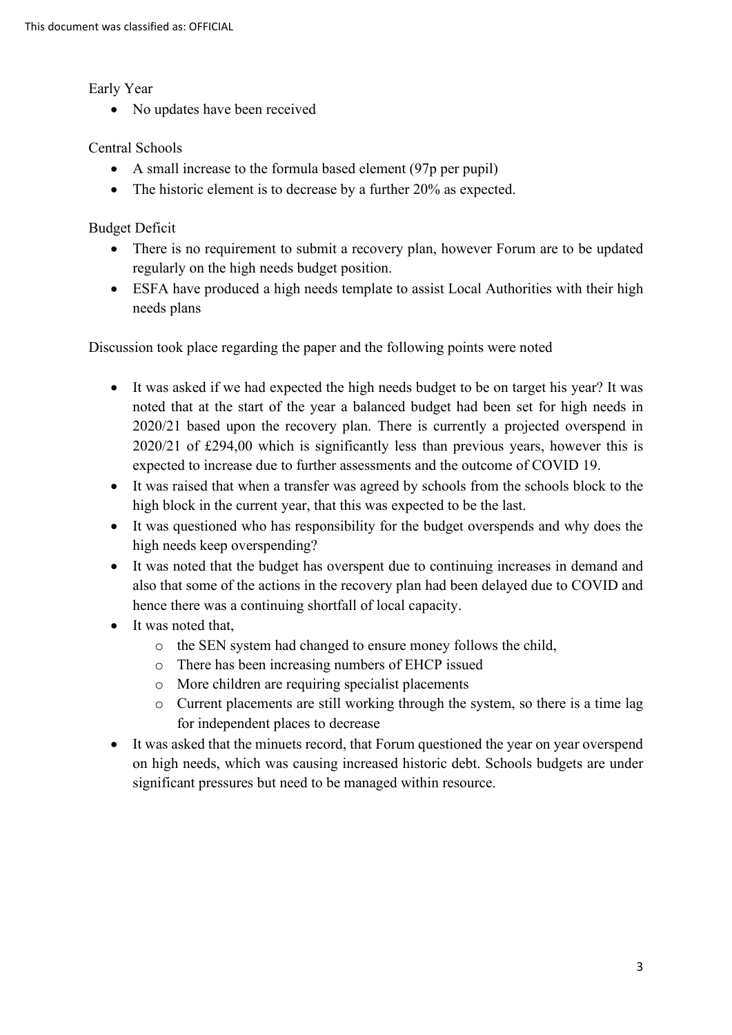Early Year

- No updates have been received

Central Schools

- A small increase to the formula based element (97p per pupil)
- The historic element is to decrease by a further 20% as expected.

Budget Deficit

- There is no requirement to submit a recovery plan, however Forum are to be updated regularly on the high needs budget position.
- ESFA have produced a high needs template to assist Local Authorities with their high needs plans

Discussion took place regarding the paper and the following points were noted

- It was asked if we had expected the high needs budget to be on target his year? It was noted that at the start of the year a balanced budget had been set for high needs in 2020/21 based upon the recovery plan. There is currently a projected overspend in 2020/21 of £294,00 which is significantly less than previous years, however this is expected to increase due to further assessments and the outcome of COVID 19.
- It was raised that when a transfer was agreed by schools from the schools block to the high block in the current year, that this was expected to be the last.
- It was questioned who has responsibility for the budget overspends and why does the high needs keep overspending?
- It was noted that the budget has overspent due to continuing increases in demand and also that some of the actions in the recovery plan had been delayed due to COVID and hence there was a continuing shortfall of local capacity.
- It was noted that,
  - the SEN system had changed to ensure money follows the child,
  - There has been increasing numbers of EHCP issued
  - More children are requiring specialist placements
  - Current placements are still working through the system, so there is a time lag for independent places to decrease
- It was asked that the minuets record, that Forum questioned the year on year overspend on high needs, which was causing increased historic debt. Schools budgets are under significant pressures but need to be managed within resource.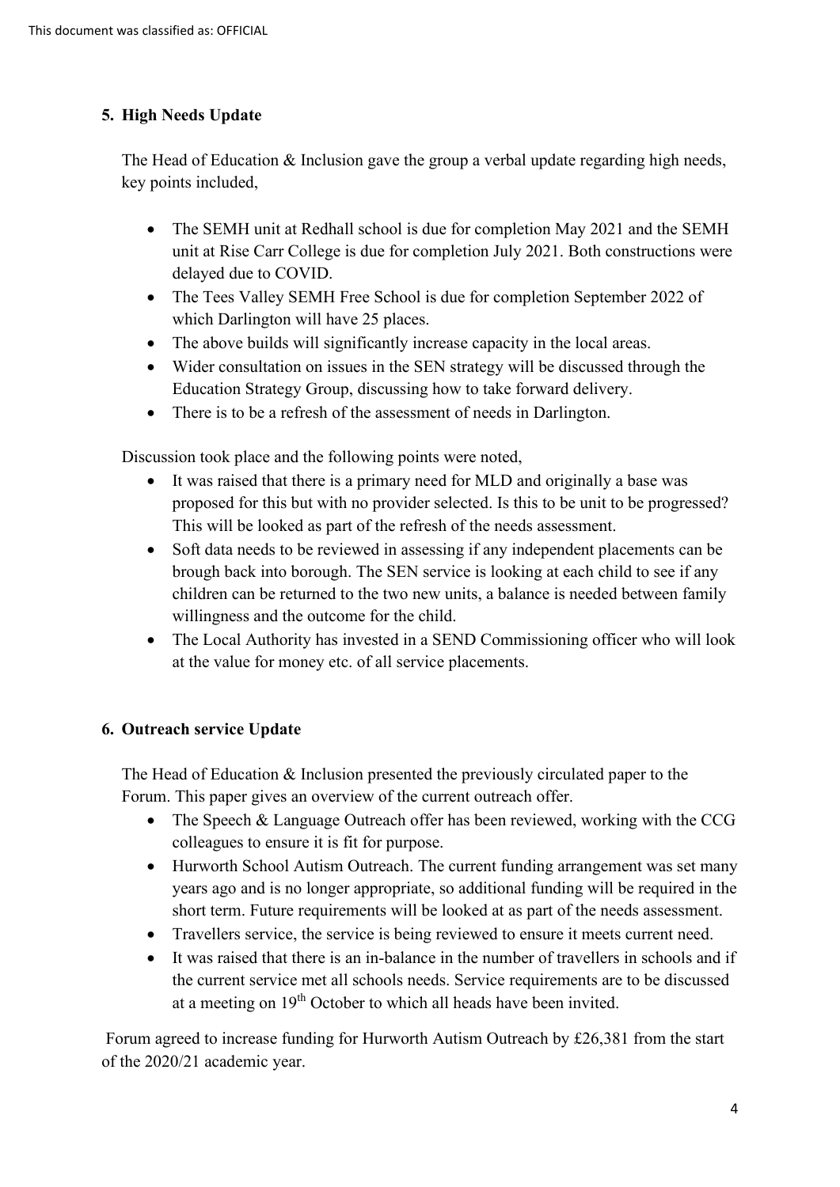## 5. High Needs Update

The Head of Education & Inclusion gave the group a verbal update regarding high needs, key points included,

- The SEMH unit at Redhall school is due for completion May 2021 and the SEMH unit at Rise Carr College is due for completion July 2021. Both constructions were delayed due to COVID.
- The Tees Valley SEMH Free School is due for completion September 2022 of which Darlington will have 25 places.
- The above builds will significantly increase capacity in the local areas.
- Wider consultation on issues in the SEN strategy will be discussed through the Education Strategy Group, discussing how to take forward delivery.
- There is to be a refresh of the assessment of needs in Darlington.

Discussion took place and the following points were noted,

- It was raised that there is a primary need for MLD and originally a base was proposed for this but with no provider selected. Is this to be unit to be progressed? This will be looked as part of the refresh of the needs assessment.
- Soft data needs to be reviewed in assessing if any independent placements can be brough back into borough. The SEN service is looking at each child to see if any children can be returned to the two new units, a balance is needed between family willingness and the outcome for the child.
- The Local Authority has invested in a SEND Commissioning officer who will look at the value for money etc. of all service placements.

## 6. Outreach service Update

The Head of Education & Inclusion presented the previously circulated paper to the Forum. This paper gives an overview of the current outreach offer.

- The Speech & Language Outreach offer has been reviewed, working with the CCG colleagues to ensure it is fit for purpose.
- Hurworth School Autism Outreach. The current funding arrangement was set many years ago and is no longer appropriate, so additional funding will be required in the short term. Future requirements will be looked at as part of the needs assessment.
- Travellers service, the service is being reviewed to ensure it meets current need.
- It was raised that there is an in-balance in the number of travellers in schools and if the current service met all schools needs. Service requirements are to be discussed at a meeting on 19th October to which all heads have been invited.

Forum agreed to increase funding for Hurworth Autism Outreach by £26,381 from the start of the 2020/21 academic year.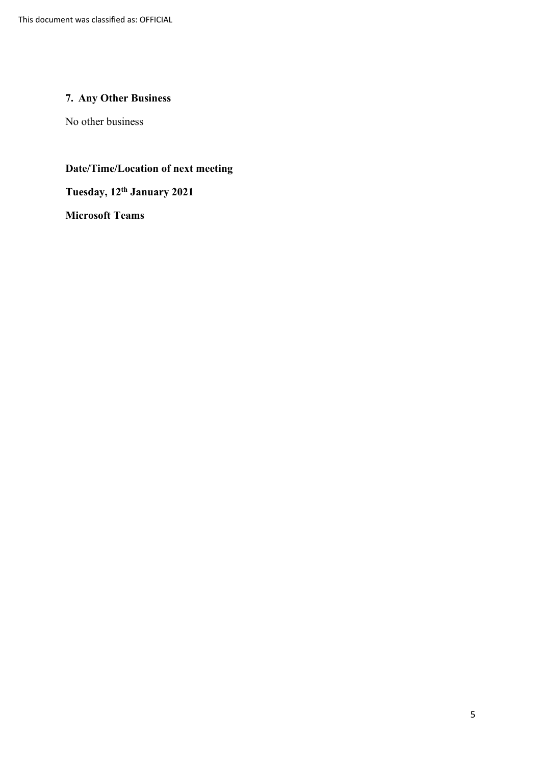## 7. Any Other Business

No other business

**Date/Time/Location of next meeting**

**Tuesday, 12th January 2021**

**Microsoft Teams**